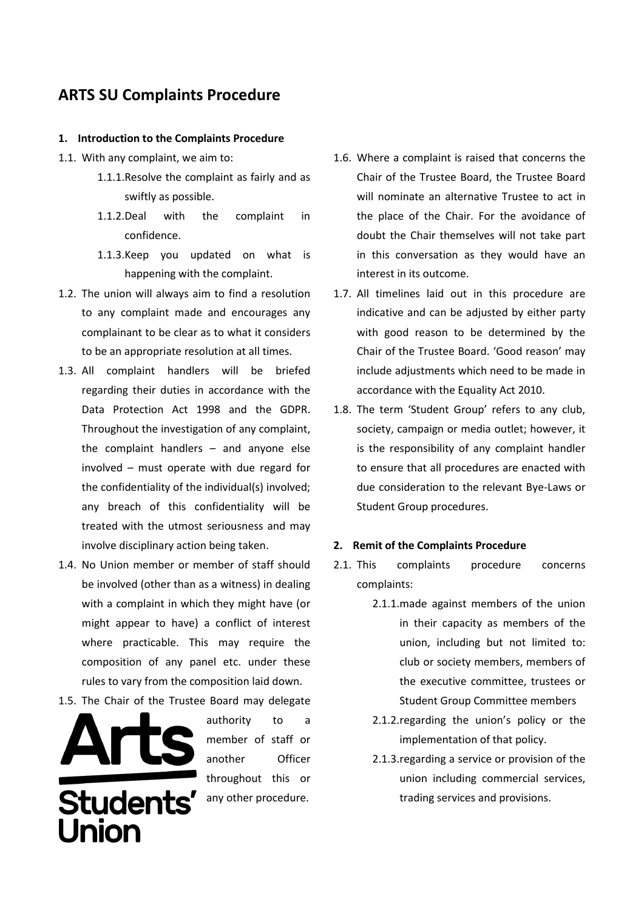# ARTS SU Complaints Procedure

## 1. Introduction to the Complaints Procedure

1.1. With any complaint, we aim to:

1.1.1. Resolve the complaint as fairly and as swiftly as possible.

1.1.2. Deal with the complaint in confidence.

1.1.3. Keep you updated on what is happening with the complaint.

1.2. The union will always aim to find a resolution to any complaint made and encourages any complainant to be clear as to what it considers to be an appropriate resolution at all times.

1.3. All complaint handlers will be briefed regarding their duties in accordance with the Data Protection Act 1998 and the GDPR. Throughout the investigation of any complaint, the complaint handlers – and anyone else involved – must operate with due regard for the confidentiality of the individual(s) involved; any breach of this confidentiality will be treated with the utmost seriousness and may involve disciplinary action being taken.

1.4. No Union member or member of staff should be involved (other than as a witness) in dealing with a complaint in which they might have (or might appear to have) a conflict of interest where practicable. This may require the composition of any panel etc. under these rules to vary from the composition laid down.

1.5. The Chair of the Trustee Board may delegate authority to a member of staff or another Officer throughout this or any other procedure.

1.6. Where a complaint is raised that concerns the Chair of the Trustee Board, the Trustee Board will nominate an alternative Trustee to act in the place of the Chair. For the avoidance of doubt the Chair themselves will not take part in this conversation as they would have an interest in its outcome.

1.7. All timelines laid out in this procedure are indicative and can be adjusted by either party with good reason to be determined by the Chair of the Trustee Board. 'Good reason' may include adjustments which need to be made in accordance with the Equality Act 2010.

1.8. The term 'Student Group' refers to any club, society, campaign or media outlet; however, it is the responsibility of any complaint handler to ensure that all procedures are enacted with due consideration to the relevant Bye-Laws or Student Group procedures.

## 2. Remit of the Complaints Procedure

2.1. This complaints procedure concerns complaints:

2.1.1. made against members of the union in their capacity as members of the union, including but not limited to: club or society members, members of the executive committee, trustees or Student Group Committee members

2.1.2. regarding the union's policy or the implementation of that policy.

2.1.3. regarding a service or provision of the union including commercial services, trading services and provisions.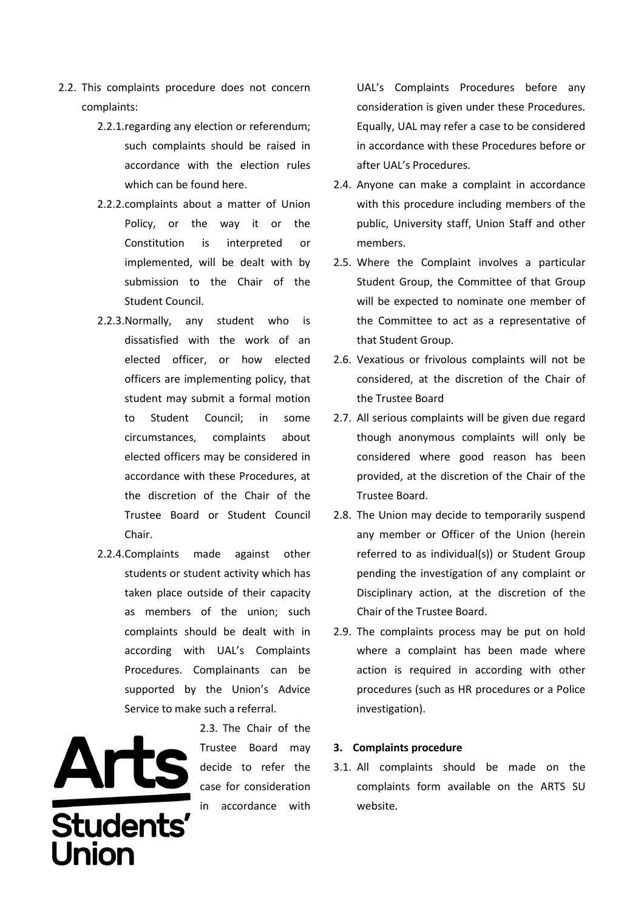2.2. This complaints procedure does not concern complaints:

2.2.1. regarding any election or referendum; such complaints should be raised in accordance with the election rules which can be found here.

2.2.2. complaints about a matter of Union Policy, or the way it or the Constitution is interpreted or implemented, will be dealt with by submission to the Chair of the Student Council.

2.2.3. Normally, any student who is dissatisfied with the work of an elected officer, or how elected officers are implementing policy, that student may submit a formal motion to Student Council; in some circumstances, complaints about elected officers may be considered in accordance with these Procedures, at the discretion of the Chair of the Trustee Board or Student Council Chair.

2.2.4. Complaints made against other students or student activity which has taken place outside of their capacity as members of the union; such complaints should be dealt with in according with UAL's Complaints Procedures. Complainants can be supported by the Union's Advice Service to make such a referral.

2.3. The Chair of the Trustee Board may decide to refer the case for consideration in accordance with UAL's Complaints Procedures before any consideration is given under these Procedures. Equally, UAL may refer a case to be considered in accordance with these Procedures before or after UAL's Procedures.

2.4. Anyone can make a complaint in accordance with this procedure including members of the public, University staff, Union Staff and other members.

2.5. Where the Complaint involves a particular Student Group, the Committee of that Group will be expected to nominate one member of the Committee to act as a representative of that Student Group.

2.6. Vexatious or frivolous complaints will not be considered, at the discretion of the Chair of the Trustee Board

2.7. All serious complaints will be given due regard though anonymous complaints will only be considered where good reason has been provided, at the discretion of the Chair of the Trustee Board.

2.8. The Union may decide to temporarily suspend any member or Officer of the Union (herein referred to as individual(s)) or Student Group pending the investigation of any complaint or Disciplinary action, at the discretion of the Chair of the Trustee Board.

2.9. The complaints process may be put on hold where a complaint has been made where action is required in according with other procedures (such as HR procedures or a Police investigation).

## 3. Complaints procedure

3.1. All complaints should be made on the complaints form available on the ARTS SU website.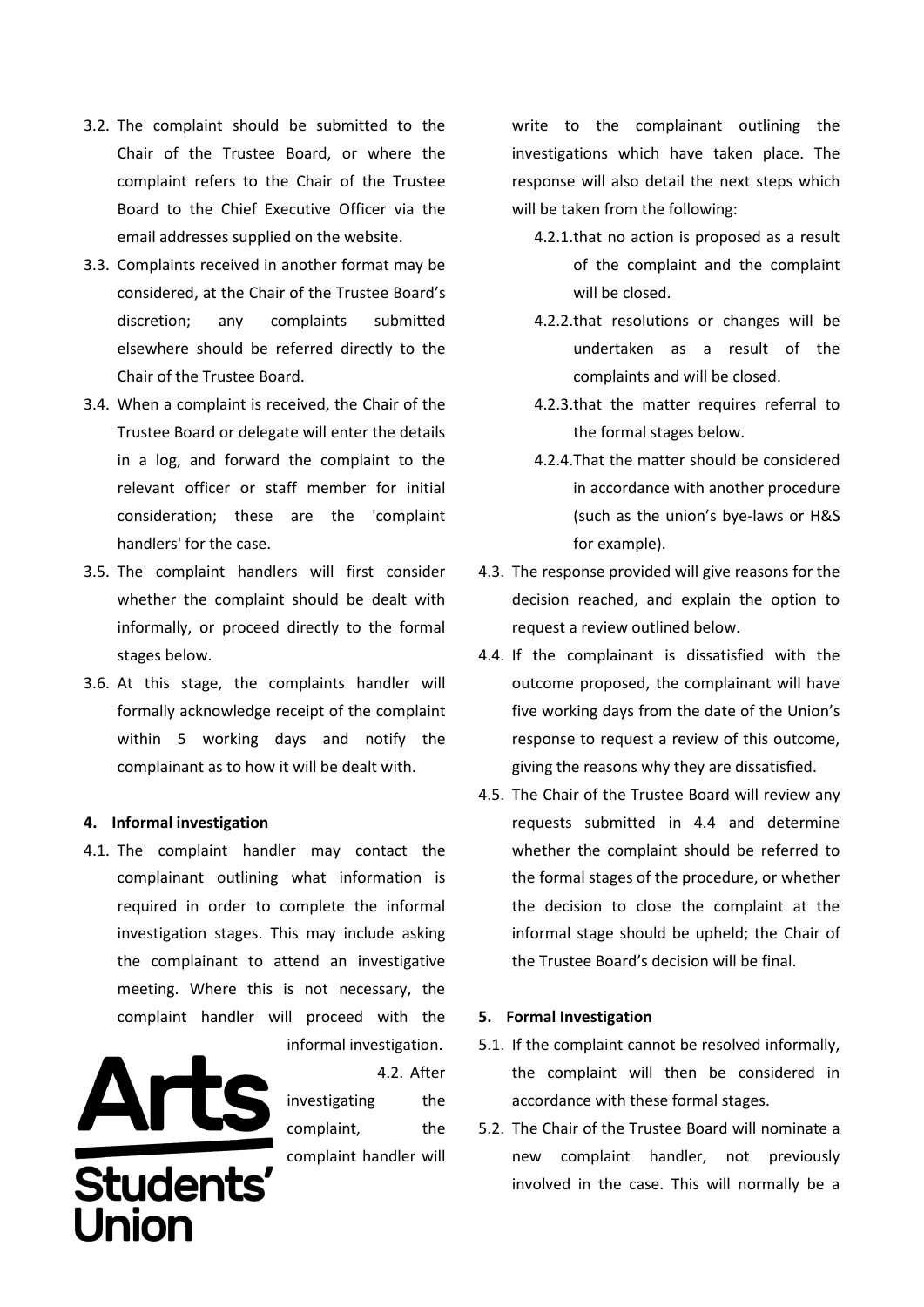3.2. The complaint should be submitted to the Chair of the Trustee Board, or where the complaint refers to the Chair of the Trustee Board to the Chief Executive Officer via the email addresses supplied on the website.

3.3. Complaints received in another format may be considered, at the Chair of the Trustee Board's discretion; any complaints submitted elsewhere should be referred directly to the Chair of the Trustee Board.

3.4. When a complaint is received, the Chair of the Trustee Board or delegate will enter the details in a log, and forward the complaint to the relevant officer or staff member for initial consideration; these are the 'complaint handlers' for the case.

3.5. The complaint handlers will first consider whether the complaint should be dealt with informally, or proceed directly to the formal stages below.

3.6. At this stage, the complaints handler will formally acknowledge receipt of the complaint within 5 working days and notify the complainant as to how it will be dealt with.

**4. Informal investigation**

4.1. The complaint handler may contact the complainant outlining what information is required in order to complete the informal investigation stages. This may include asking the complainant to attend an investigative meeting. Where this is not necessary, the complaint handler will proceed with the informal investigation.

4.2. After investigating the complaint, the complaint handler will write to the complainant outlining the investigations which have taken place. The response will also detail the next steps which will be taken from the following:

- 4.2.1. that no action is proposed as a result of the complaint and the complaint will be closed.
- 4.2.2. that resolutions or changes will be undertaken as a result of the complaints and will be closed.
- 4.2.3. that the matter requires referral to the formal stages below.
- 4.2.4. That the matter should be considered in accordance with another procedure (such as the union's bye-laws or H&S for example).

4.3. The response provided will give reasons for the decision reached, and explain the option to request a review outlined below.

4.4. If the complainant is dissatisfied with the outcome proposed, the complainant will have five working days from the date of the Union's response to request a review of this outcome, giving the reasons why they are dissatisfied.

4.5. The Chair of the Trustee Board will review any requests submitted in 4.4 and determine whether the complaint should be referred to the formal stages of the procedure, or whether the decision to close the complaint at the informal stage should be upheld; the Chair of the Trustee Board's decision will be final.

**5. Formal Investigation**

5.1. If the complaint cannot be resolved informally, the complaint will then be considered in accordance with these formal stages.

5.2. The Chair of the Trustee Board will nominate a new complaint handler, not previously involved in the case. This will normally be a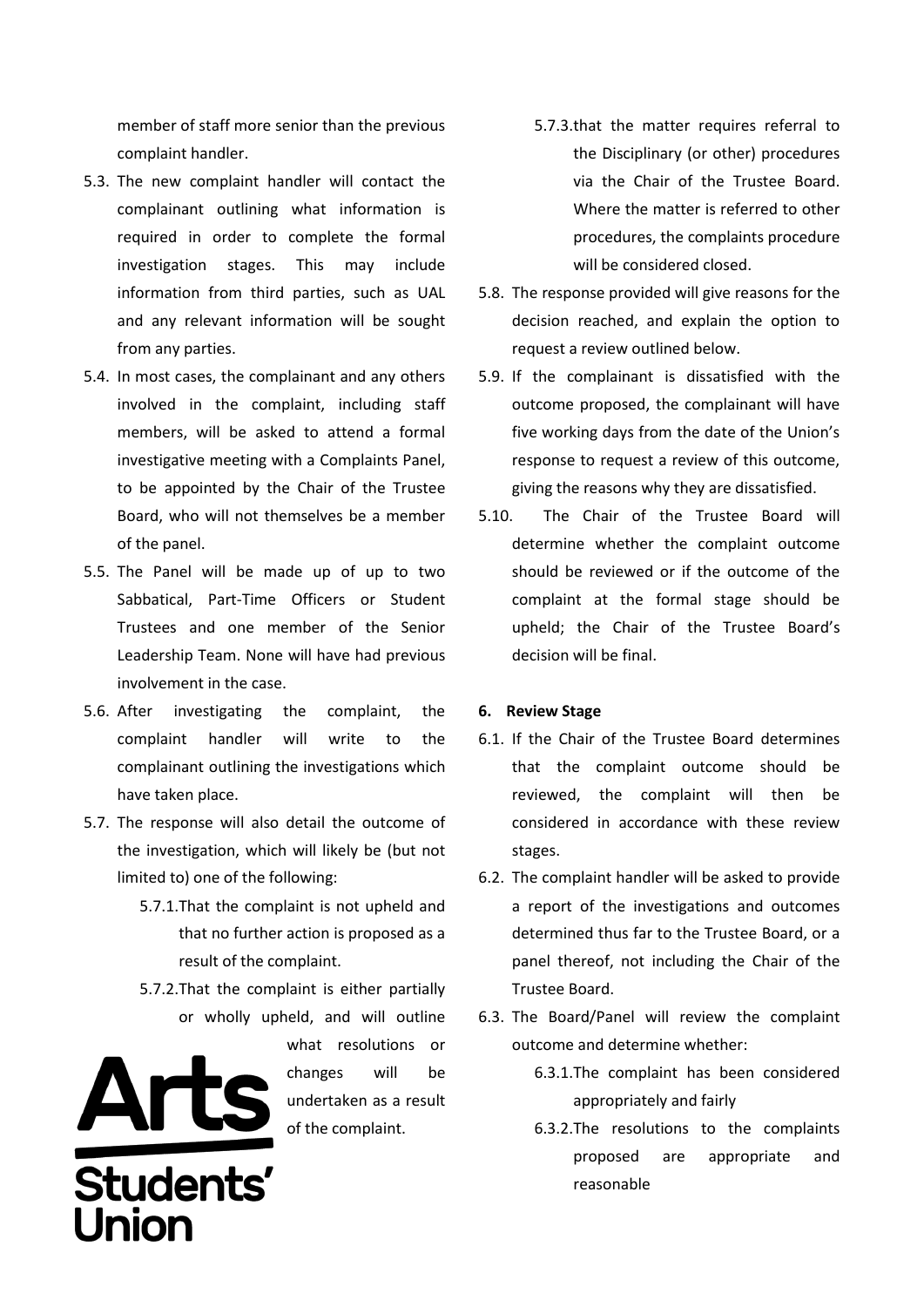member of staff more senior than the previous complaint handler.

5.3. The new complaint handler will contact the complainant outlining what information is required in order to complete the formal investigation stages. This may include information from third parties, such as UAL and any relevant information will be sought from any parties.

5.4. In most cases, the complainant and any others involved in the complaint, including staff members, will be asked to attend a formal investigative meeting with a Complaints Panel, to be appointed by the Chair of the Trustee Board, who will not themselves be a member of the panel.

5.5. The Panel will be made up of up to two Sabbatical, Part-Time Officers or Student Trustees and one member of the Senior Leadership Team. None will have had previous involvement in the case.

5.6. After investigating the complaint, the complaint handler will write to the complainant outlining the investigations which have taken place.

5.7. The response will also detail the outcome of the investigation, which will likely be (but not limited to) one of the following:

5.7.1. That the complaint is not upheld and that no further action is proposed as a result of the complaint.

5.7.2. That the complaint is either partially or wholly upheld, and will outline what resolutions or changes will be undertaken as a result of the complaint.

5.7.3. that the matter requires referral to the Disciplinary (or other) procedures via the Chair of the Trustee Board. Where the matter is referred to other procedures, the complaints procedure will be considered closed.

5.8. The response provided will give reasons for the decision reached, and explain the option to request a review outlined below.

5.9. If the complainant is dissatisfied with the outcome proposed, the complainant will have five working days from the date of the Union's response to request a review of this outcome, giving the reasons why they are dissatisfied.

5.10. The Chair of the Trustee Board will determine whether the complaint outcome should be reviewed or if the outcome of the complaint at the formal stage should be upheld; the Chair of the Trustee Board's decision will be final.

## 6. Review Stage

6.1. If the Chair of the Trustee Board determines that the complaint outcome should be reviewed, the complaint will then be considered in accordance with these review stages.

6.2. The complaint handler will be asked to provide a report of the investigations and outcomes determined thus far to the Trustee Board, or a panel thereof, not including the Chair of the Trustee Board.

6.3. The Board/Panel will review the complaint outcome and determine whether:

6.3.1. The complaint has been considered appropriately and fairly

6.3.2. The resolutions to the complaints proposed are appropriate and reasonable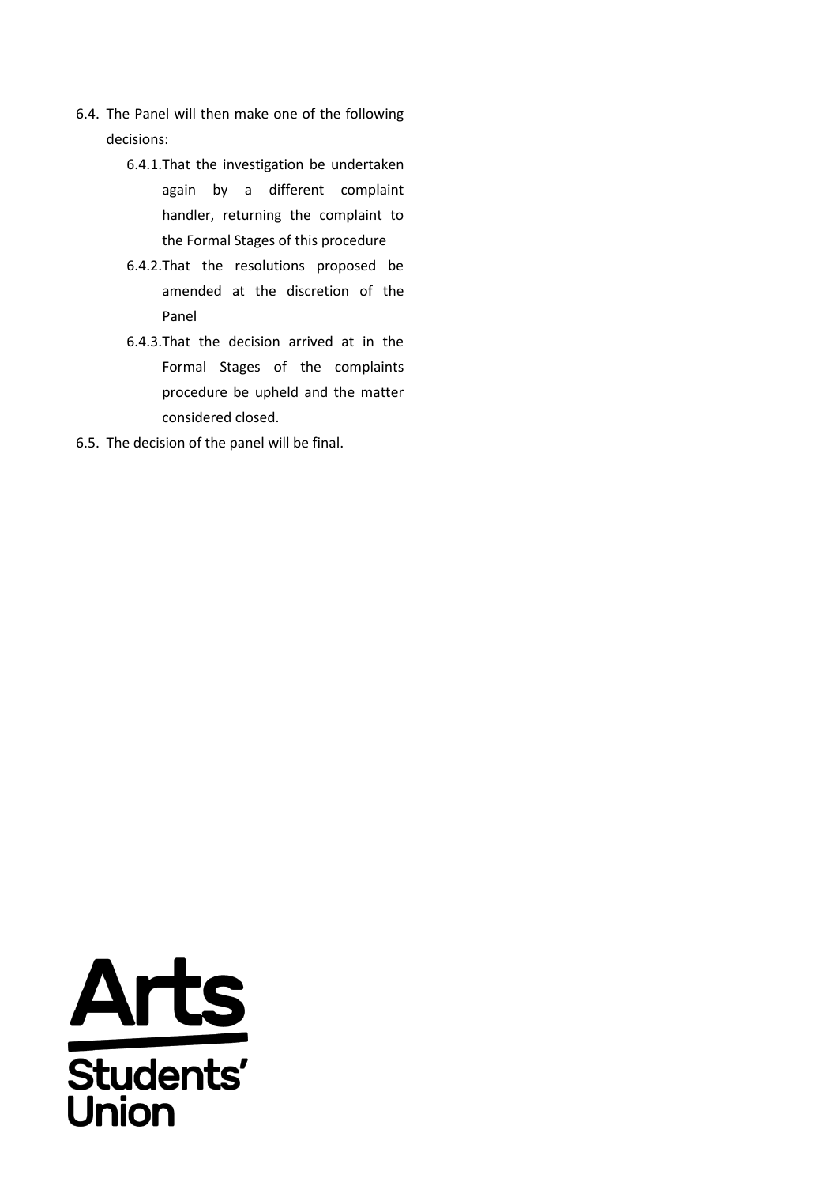6.4. The Panel will then make one of the following decisions:

    6.4.1. That the investigation be undertaken again by a different complaint handler, returning the complaint to the Formal Stages of this procedure

    6.4.2. That the resolutions proposed be amended at the discretion of the Panel

    6.4.3. That the decision arrived at in the Formal Stages of the complaints procedure be upheld and the matter considered closed.

6.5. The decision of the panel will be final.

Arts Students' Union